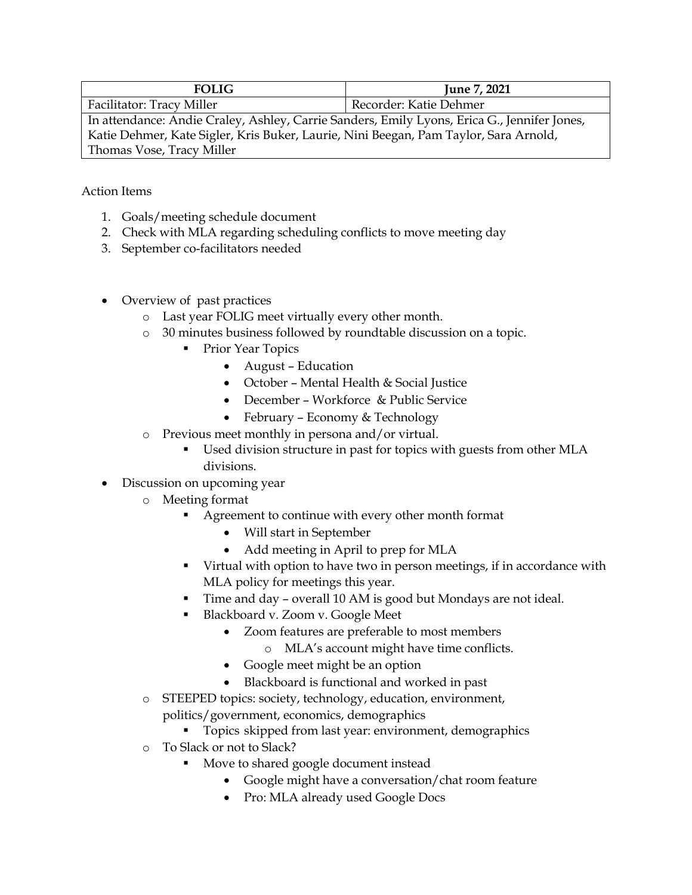| FOLIG | June 7, 2021 |
| --- | --- |
| Facilitator: Tracy Miller | Recorder: Katie Dehmer |
| In attendance: Andie Craley, Ashley, Carrie Sanders, Emily Lyons, Erica G., Jennifer Jones, Katie Dehmer, Kate Sigler, Kris Buker, Laurie, Nini Beegan, Pam Taylor, Sara Arnold, Thomas Vose, Tracy Miller | |

Action Items

1. Goals/meeting schedule document
2. Check with MLA regarding scheduling conflicts to move meeting day
3. September co-facilitators needed

- Overview of past practices
  - Last year FOLIG meet virtually every other month.
  - 30 minutes business followed by roundtable discussion on a topic.
    - Prior Year Topics
      - August – Education
      - October – Mental Health & Social Justice
      - December – Workforce & Public Service
      - February – Economy & Technology
  - Previous meet monthly in persona and/or virtual.
    - Used division structure in past for topics with guests from other MLA divisions.
- Discussion on upcoming year
  - Meeting format
    - Agreement to continue with every other month format
      - Will start in September
      - Add meeting in April to prep for MLA
    - Virtual with option to have two in person meetings, if in accordance with MLA policy for meetings this year.
    - Time and day – overall 10 AM is good but Mondays are not ideal.
    - Blackboard v. Zoom v. Google Meet
      - Zoom features are preferable to most members
        - MLA's account might have time conflicts.
      - Google meet might be an option
      - Blackboard is functional and worked in past
  - STEEPED topics: society, technology, education, environment, politics/government, economics, demographics
    - Topics skipped from last year: environment, demographics
  - To Slack or not to Slack?
    - Move to shared google document instead
      - Google might have a conversation/chat room feature
      - Pro: MLA already used Google Docs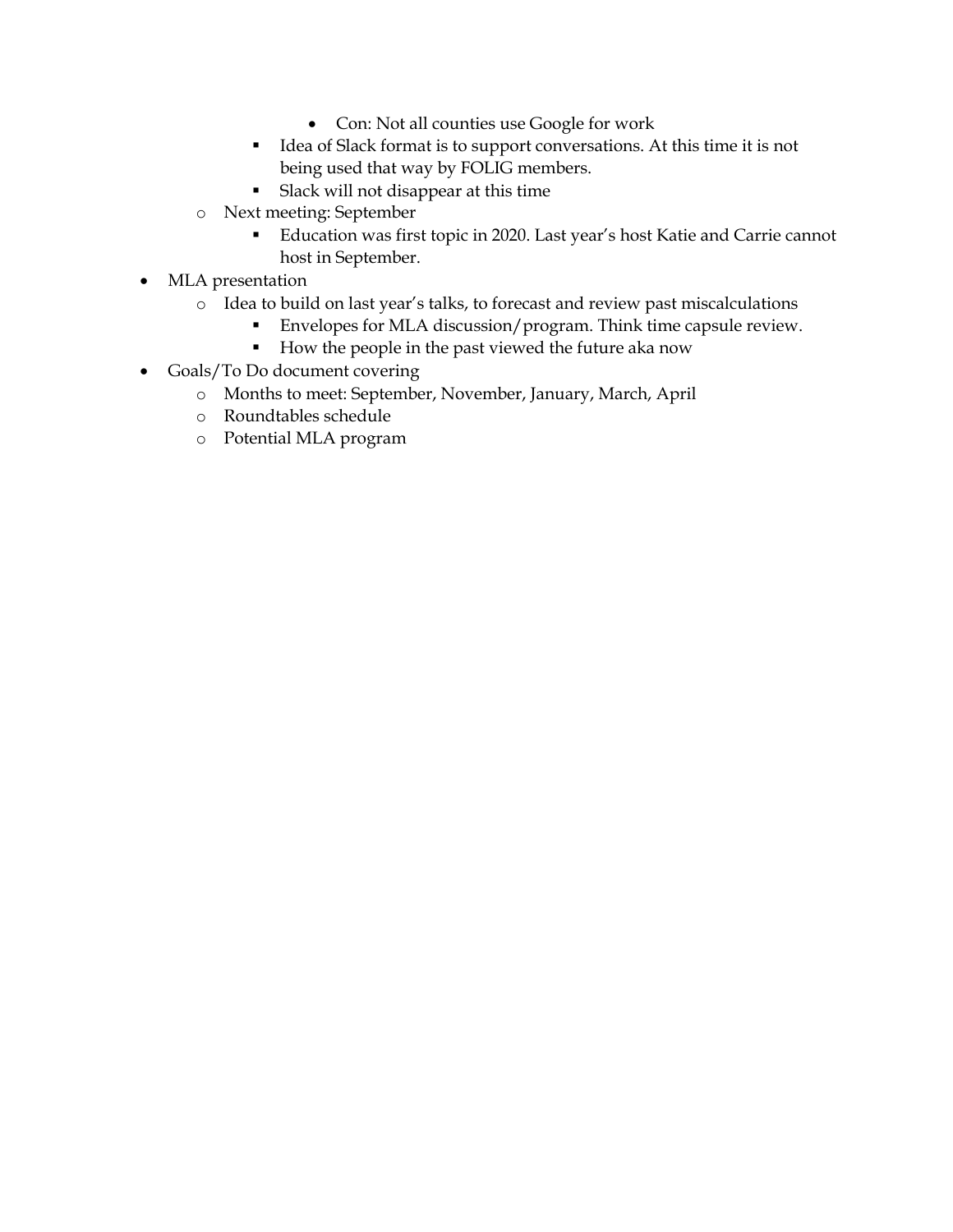- Con: Not all counties use Google for work
    - Idea of Slack format is to support conversations. At this time it is not being used that way by FOLIG members.
    - Slack will not disappear at this time
  - Next meeting: September
    - Education was first topic in 2020. Last year's host Katie and Carrie cannot host in September.
- MLA presentation
  - Idea to build on last year's talks, to forecast and review past miscalculations
    - Envelopes for MLA discussion/program. Think time capsule review.
    - How the people in the past viewed the future aka now
- Goals/To Do document covering
  - Months to meet: September, November, January, March, April
  - Roundtables schedule
  - Potential MLA program